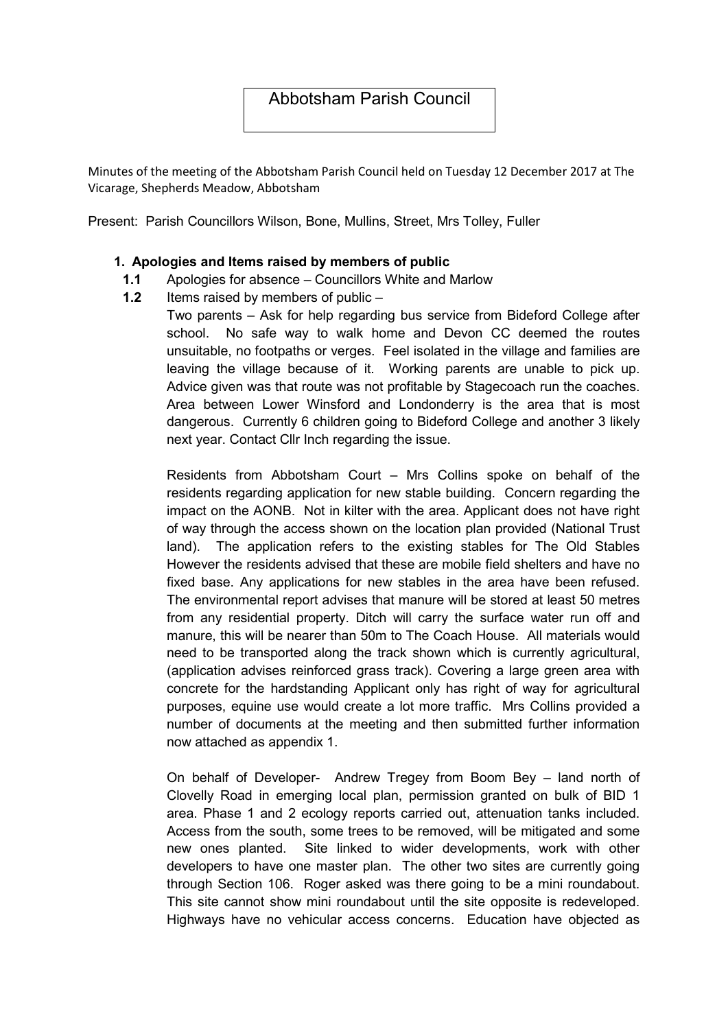# Abbotsham Parish Council

Minutes of the meeting of the Abbotsham Parish Council held on Tuesday 12 December 2017 at The Vicarage, Shepherds Meadow, Abbotsham

Present: Parish Councillors Wilson, Bone, Mullins, Street, Mrs Tolley, Fuller

**1. Apologies and Items raised by members of public**

**1.1** Apologies for absence – Councillors White and Marlow

**1.2** Items raised by members of public –

Two parents – Ask for help regarding bus service from Bideford College after school. No safe way to walk home and Devon CC deemed the routes unsuitable, no footpaths or verges. Feel isolated in the village and families are leaving the village because of it. Working parents are unable to pick up. Advice given was that route was not profitable by Stagecoach run the coaches. Area between Lower Winsford and Londonderry is the area that is most dangerous. Currently 6 children going to Bideford College and another 3 likely next year. Contact Cllr Inch regarding the issue.

Residents from Abbotsham Court – Mrs Collins spoke on behalf of the residents regarding application for new stable building. Concern regarding the impact on the AONB. Not in kilter with the area. Applicant does not have right of way through the access shown on the location plan provided (National Trust land). The application refers to the existing stables for The Old Stables However the residents advised that these are mobile field shelters and have no fixed base. Any applications for new stables in the area have been refused. The environmental report advises that manure will be stored at least 50 metres from any residential property. Ditch will carry the surface water run off and manure, this will be nearer than 50m to The Coach House. All materials would need to be transported along the track shown which is currently agricultural, (application advises reinforced grass track). Covering a large green area with concrete for the hardstanding Applicant only has right of way for agricultural purposes, equine use would create a lot more traffic. Mrs Collins provided a number of documents at the meeting and then submitted further information now attached as appendix 1.

On behalf of Developer- Andrew Tregey from Boom Bey – land north of Clovelly Road in emerging local plan, permission granted on bulk of BID 1 area. Phase 1 and 2 ecology reports carried out, attenuation tanks included. Access from the south, some trees to be removed, will be mitigated and some new ones planted. Site linked to wider developments, work with other developers to have one master plan. The other two sites are currently going through Section 106. Roger asked was there going to be a mini roundabout. This site cannot show mini roundabout until the site opposite is redeveloped. Highways have no vehicular access concerns. Education have objected as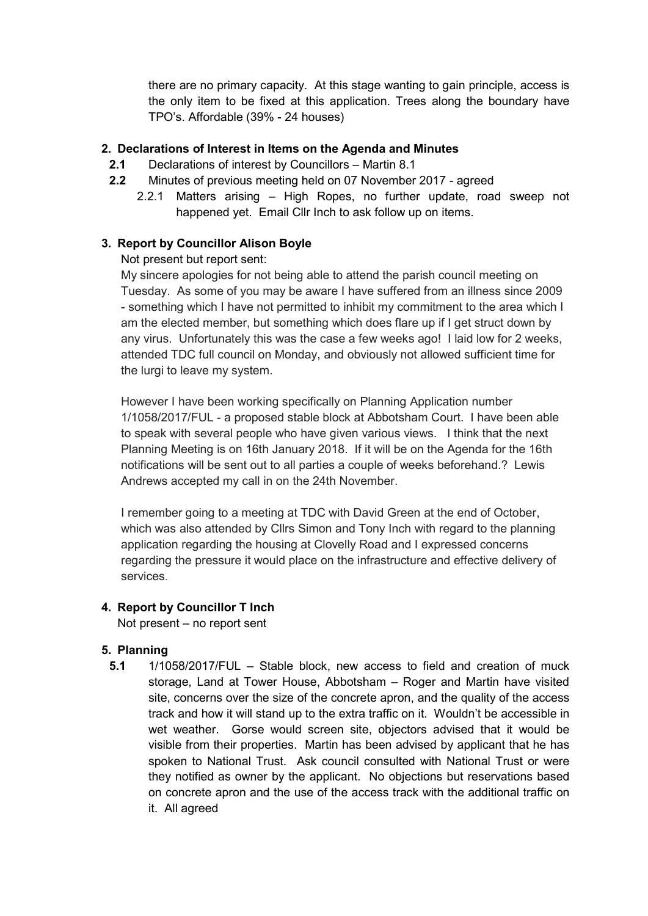there are no primary capacity. At this stage wanting to gain principle, access is the only item to be fixed at this application. Trees along the boundary have TPO's. Affordable (39% - 24 houses)

**2. Declarations of Interest in Items on the Agenda and Minutes**

**2.1** Declarations of interest by Councillors – Martin 8.1

**2.2** Minutes of previous meeting held on 07 November 2017 - agreed

2.2.1 Matters arising – High Ropes, no further update, road sweep not happened yet. Email Cllr Inch to ask follow up on items.

**3. Report by Councillor Alison Boyle**

Not present but report sent:

My sincere apologies for not being able to attend the parish council meeting on Tuesday. As some of you may be aware I have suffered from an illness since 2009 - something which I have not permitted to inhibit my commitment to the area which I am the elected member, but something which does flare up if I get struct down by any virus. Unfortunately this was the case a few weeks ago! I laid low for 2 weeks, attended TDC full council on Monday, and obviously not allowed sufficient time for the lurgi to leave my system.

However I have been working specifically on Planning Application number 1/1058/2017/FUL - a proposed stable block at Abbotsham Court. I have been able to speak with several people who have given various views. I think that the next Planning Meeting is on 16th January 2018. If it will be on the Agenda for the 16th notifications will be sent out to all parties a couple of weeks beforehand.? Lewis Andrews accepted my call in on the 24th November.

I remember going to a meeting at TDC with David Green at the end of October, which was also attended by Cllrs Simon and Tony Inch with regard to the planning application regarding the housing at Clovelly Road and I expressed concerns regarding the pressure it would place on the infrastructure and effective delivery of services.

**4. Report by Councillor T Inch**

Not present – no report sent

**5. Planning**

**5.1** 1/1058/2017/FUL – Stable block, new access to field and creation of muck storage, Land at Tower House, Abbotsham – Roger and Martin have visited site, concerns over the size of the concrete apron, and the quality of the access track and how it will stand up to the extra traffic on it. Wouldn't be accessible in wet weather. Gorse would screen site, objectors advised that it would be visible from their properties. Martin has been advised by applicant that he has spoken to National Trust. Ask council consulted with National Trust or were they notified as owner by the applicant. No objections but reservations based on concrete apron and the use of the access track with the additional traffic on it. All agreed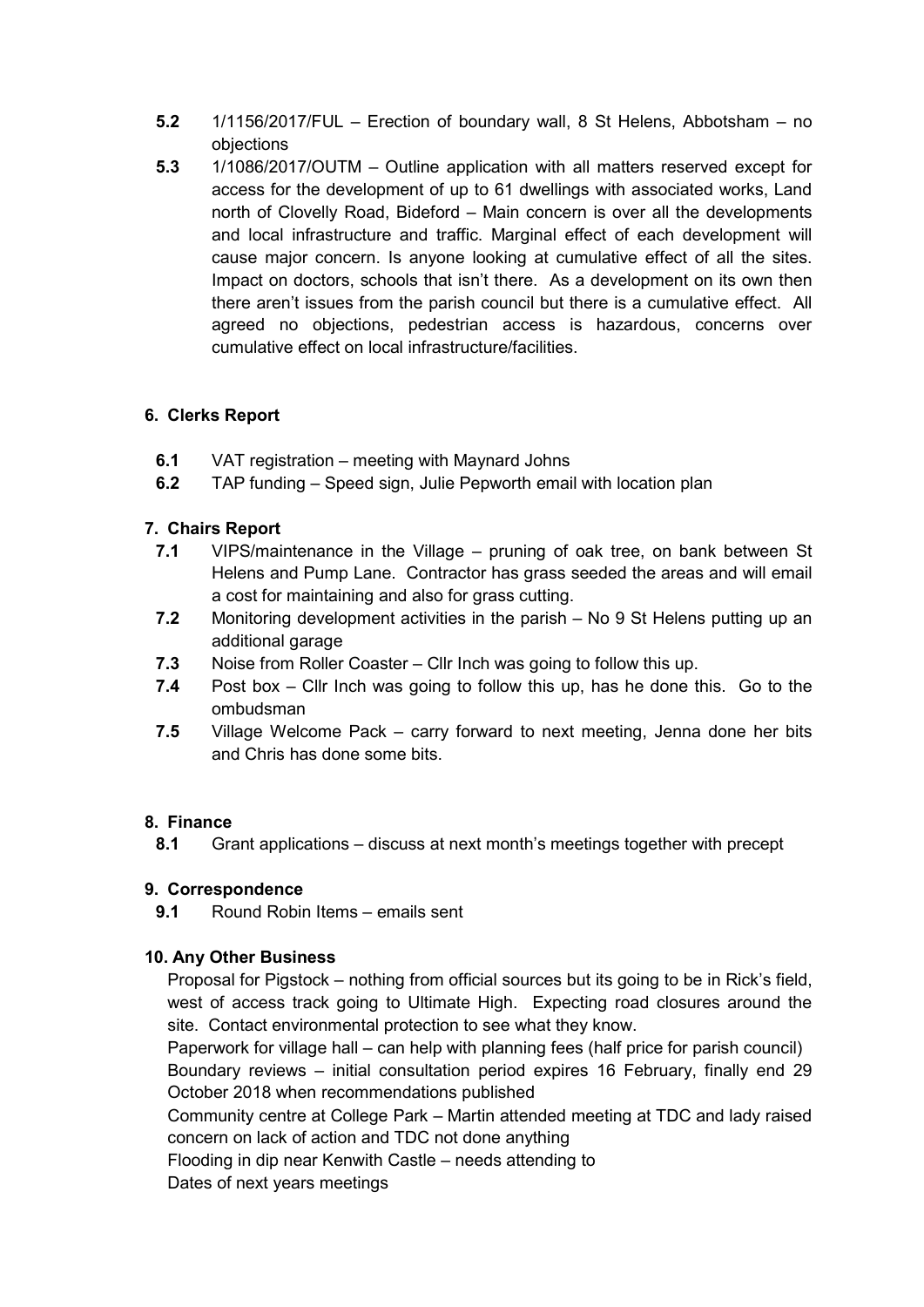**5.2** 1/1156/2017/FUL – Erection of boundary wall, 8 St Helens, Abbotsham – no objections

**5.3** 1/1086/2017/OUTM – Outline application with all matters reserved except for access for the development of up to 61 dwellings with associated works, Land north of Clovelly Road, Bideford – Main concern is over all the developments and local infrastructure and traffic. Marginal effect of each development will cause major concern. Is anyone looking at cumulative effect of all the sites. Impact on doctors, schools that isn't there. As a development on its own then there aren't issues from the parish council but there is a cumulative effect. All agreed no objections, pedestrian access is hazardous, concerns over cumulative effect on local infrastructure/facilities.

### 6. Clerks Report

**6.1** VAT registration – meeting with Maynard Johns

**6.2** TAP funding – Speed sign, Julie Pepworth email with location plan

### 7. Chairs Report

**7.1** VIPS/maintenance in the Village – pruning of oak tree, on bank between St Helens and Pump Lane. Contractor has grass seeded the areas and will email a cost for maintaining and also for grass cutting.

**7.2** Monitoring development activities in the parish – No 9 St Helens putting up an additional garage

**7.3** Noise from Roller Coaster – Cllr Inch was going to follow this up.

**7.4** Post box – Cllr Inch was going to follow this up, has he done this. Go to the ombudsman

**7.5** Village Welcome Pack – carry forward to next meeting, Jenna done her bits and Chris has done some bits.

### 8. Finance

**8.1** Grant applications – discuss at next month's meetings together with precept

### 9. Correspondence

**9.1** Round Robin Items – emails sent

### 10. Any Other Business

Proposal for Pigstock – nothing from official sources but its going to be in Rick's field, west of access track going to Ultimate High. Expecting road closures around the site. Contact environmental protection to see what they know.

Paperwork for village hall – can help with planning fees (half price for parish council)

Boundary reviews – initial consultation period expires 16 February, finally end 29 October 2018 when recommendations published

Community centre at College Park – Martin attended meeting at TDC and lady raised concern on lack of action and TDC not done anything

Flooding in dip near Kenwith Castle – needs attending to

Dates of next years meetings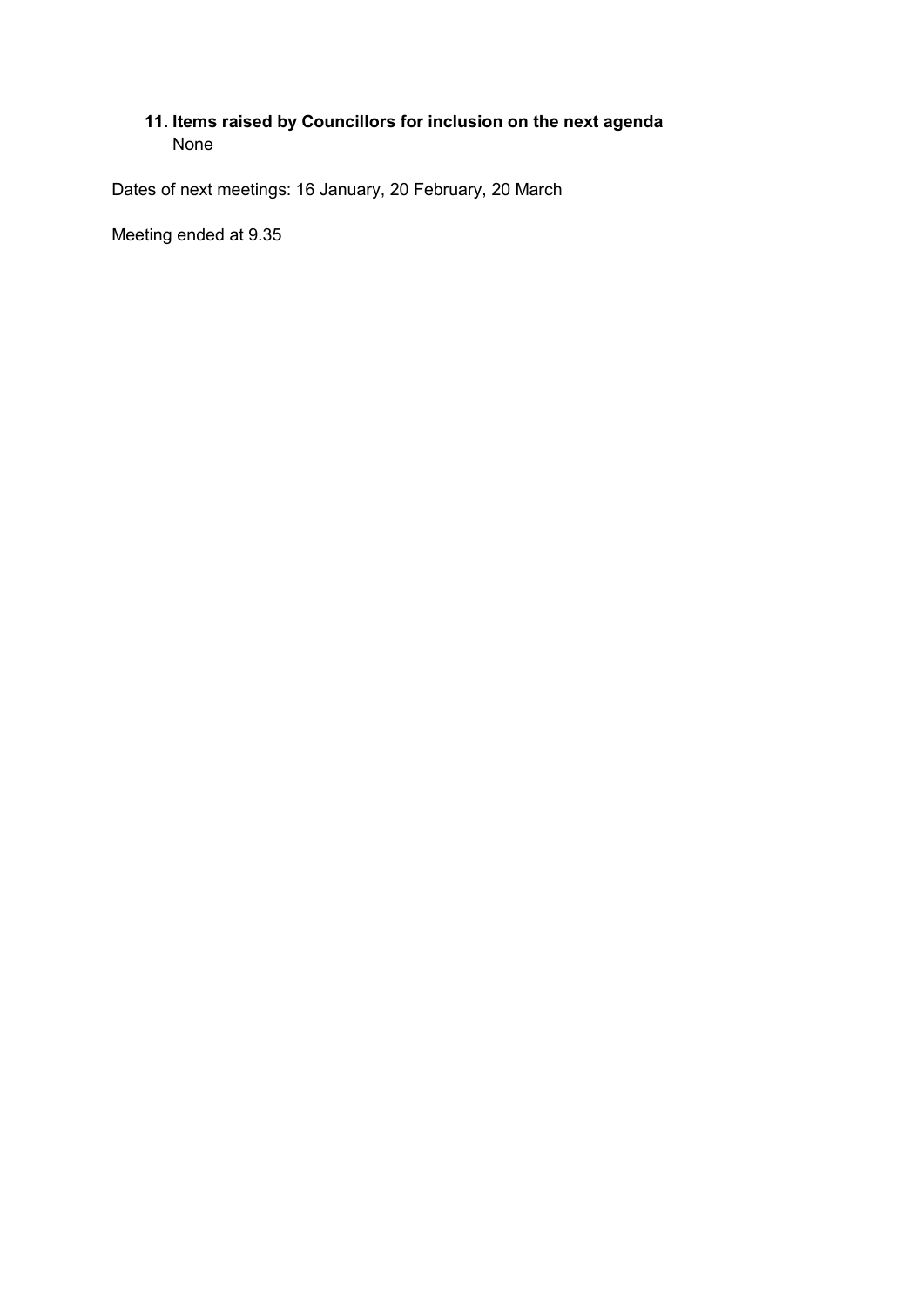**11. Items raised by Councillors for inclusion on the next agenda**

None

Dates of next meetings: 16 January, 20 February, 20 March

Meeting ended at 9.35